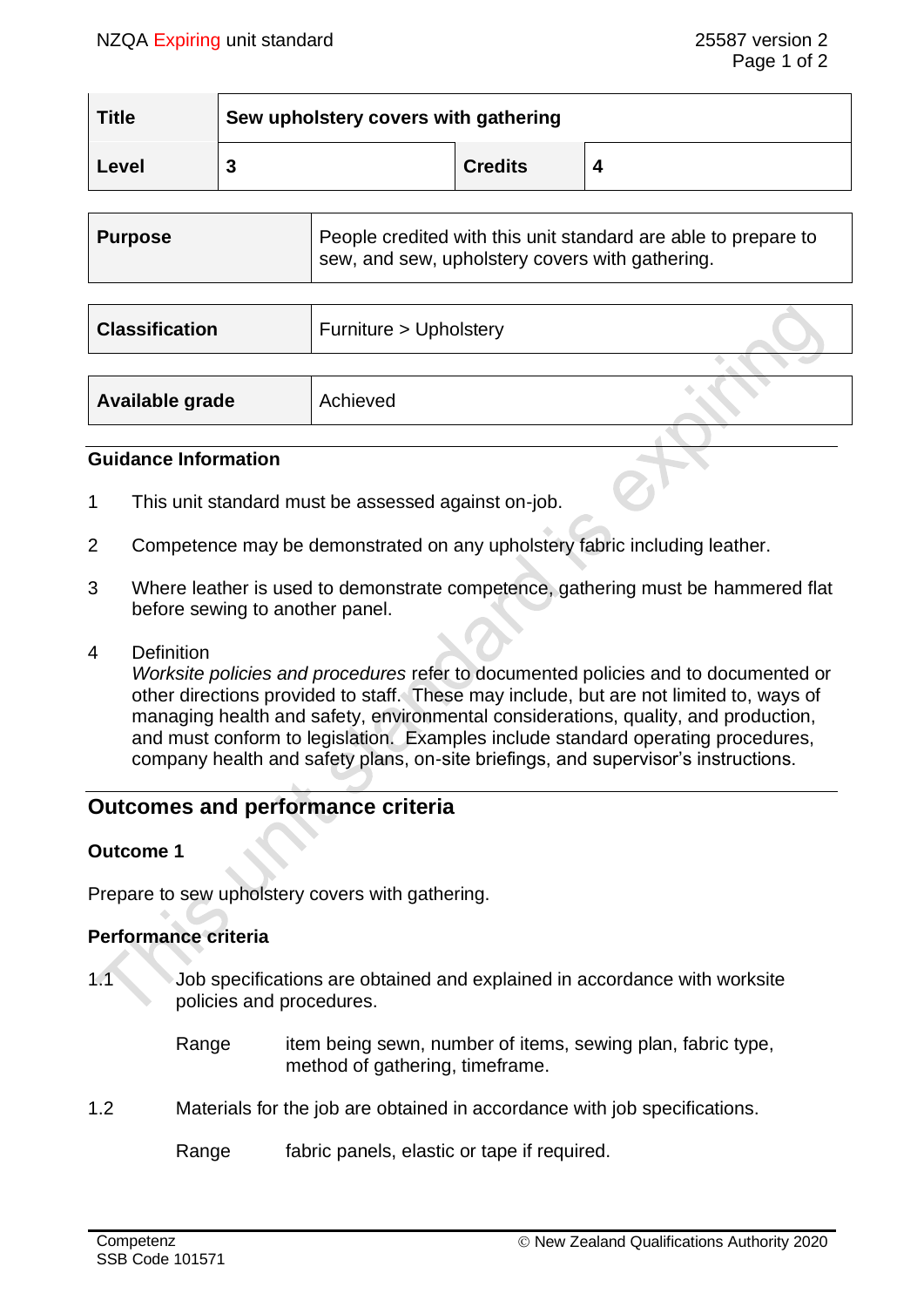| Title | Sew upholstery covers with gathering | | |
|---|---|---|---|
| Level | 3 | Credits | 4 |

| Purpose | People credited with this unit standard are able to prepare to sew, and sew, upholstery covers with gathering. |
|---|---|

| Classification | Furniture > Upholstery |
|---|---|

| Available grade | Achieved |
|---|---|

### Guidance Information

1 This unit standard must be assessed against on-job.

2 Competence may be demonstrated on any upholstery fabric including leather.

3 Where leather is used to demonstrate competence, gathering must be hammered flat before sewing to another panel.

4 Definition
*Worksite policies and procedures* refer to documented policies and to documented or other directions provided to staff. These may include, but are not limited to, ways of managing health and safety, environmental considerations, quality, and production, and must conform to legislation. Examples include standard operating procedures, company health and safety plans, on-site briefings, and supervisor's instructions.

## Outcomes and performance criteria

### Outcome 1

Prepare to sew upholstery covers with gathering.

### Performance criteria

1.1 Job specifications are obtained and explained in accordance with worksite policies and procedures.

Range: item being sewn, number of items, sewing plan, fabric type, method of gathering, timeframe.

1.2 Materials for the job are obtained in accordance with job specifications.

Range: fabric panels, elastic or tape if required.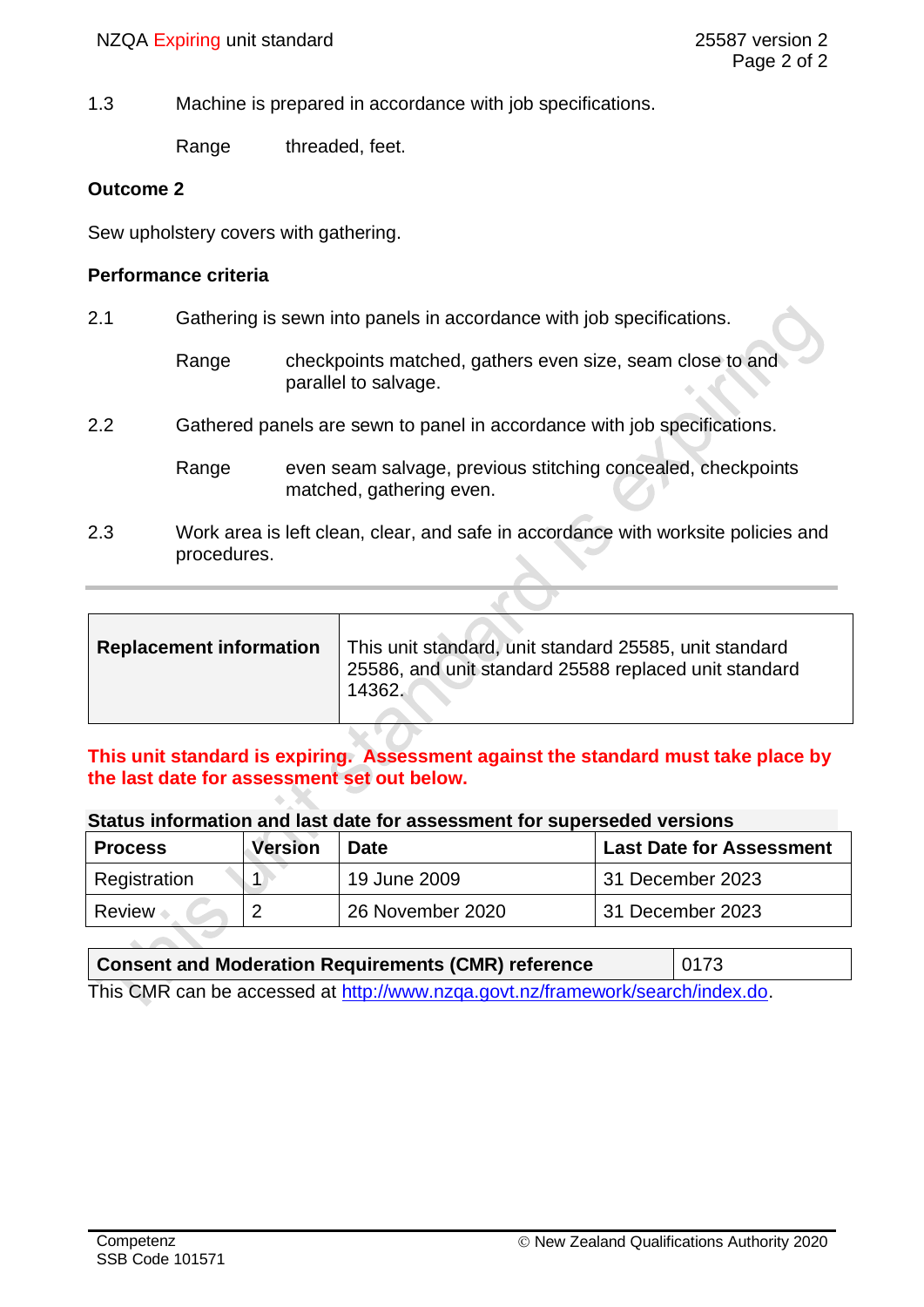1.3 Machine is prepared in accordance with job specifications.

Range threaded, feet.

**Outcome 2**

Sew upholstery covers with gathering.

**Performance criteria**

2.1 Gathering is sewn into panels in accordance with job specifications.

Range checkpoints matched, gathers even size, seam close to and parallel to salvage.

2.2 Gathered panels are sewn to panel in accordance with job specifications.

Range even seam salvage, previous stitching concealed, checkpoints matched, gathering even.

2.3 Work area is left clean, clear, and safe in accordance with worksite policies and procedures.

| | |
|---|---|
| **Replacement information** | This unit standard, unit standard 25585, unit standard 25586, and unit standard 25588 replaced unit standard 14362. |

**This unit standard is expiring. Assessment against the standard must take place by the last date for assessment set out below.**

**Status information and last date for assessment for superseded versions**

| Process | Version | Date | Last Date for Assessment |
|---|---|---|---|
| Registration | 1 | 19 June 2009 | 31 December 2023 |
| Review | 2 | 26 November 2020 | 31 December 2023 |

| | |
|---|---|
| **Consent and Moderation Requirements (CMR) reference** | 0173 |

This CMR can be accessed at http://www.nzqa.govt.nz/framework/search/index.do.